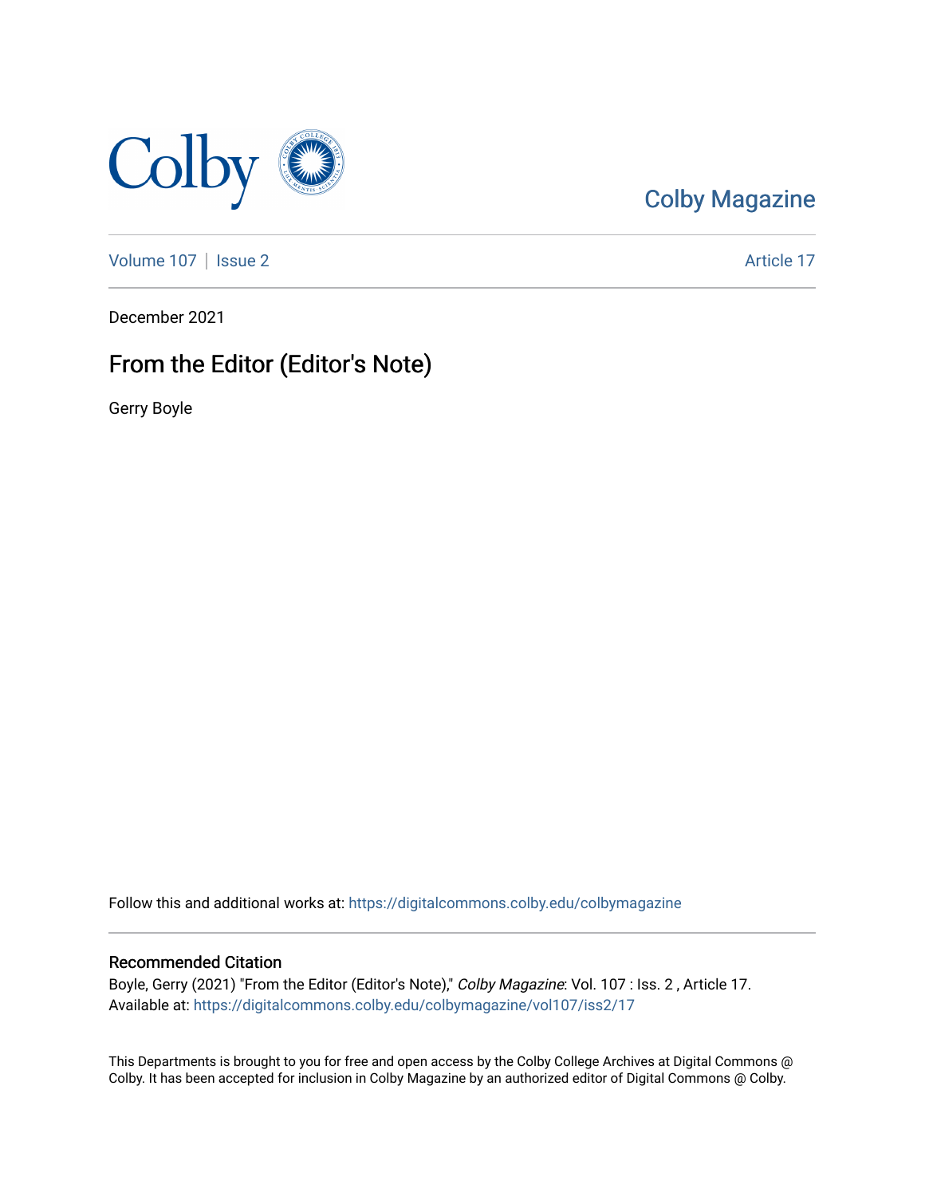Colby Magazine

Volume 107 | Issue 2 Article 17

December 2021

# From the Editor (Editor's Note)

Gerry Boyle

Follow this and additional works at: https://digitalcommons.colby.edu/colbymagazine

## Recommended Citation

Boyle, Gerry (2021) "From the Editor (Editor's Note)," *Colby Magazine*: Vol. 107 : Iss. 2 , Article 17.
Available at: https://digitalcommons.colby.edu/colbymagazine/vol107/iss2/17

This Departments is brought to you for free and open access by the Colby College Archives at Digital Commons @ Colby. It has been accepted for inclusion in Colby Magazine by an authorized editor of Digital Commons @ Colby.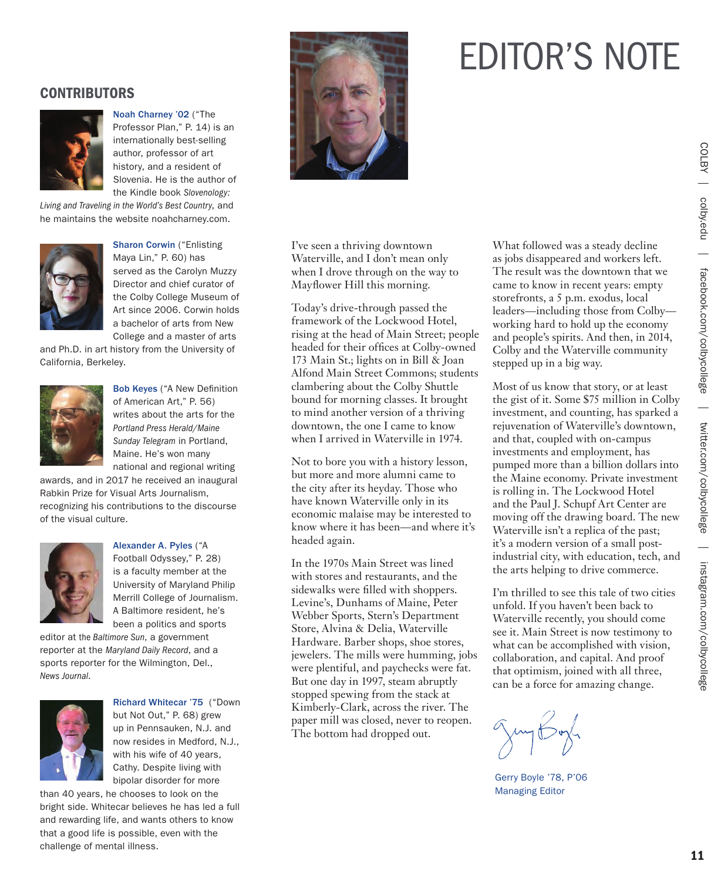# EDITOR'S NOTE

## CONTRIBUTORS

**Noah Charney '02** ("The Professor Plan," P. 14) is an internationally best-selling author, professor of art history, and a resident of Slovenia. He is the author of the Kindle book *Slovenology: Living and Traveling in the World's Best Country*, and he maintains the website noahcharney.com.

**Sharon Corwin** ("Enlisting Maya Lin," P. 60) has served as the Carolyn Muzzy Director and chief curator of the Colby College Museum of Art since 2006. Corwin holds a bachelor of arts from New College and a master of arts and Ph.D. in art history from the University of California, Berkeley.

**Bob Keyes** ("A New Definition of American Art," P. 56) writes about the arts for the *Portland Press Herald/Maine Sunday Telegram* in Portland, Maine. He's won many national and regional writing awards, and in 2017 he received an inaugural Rabkin Prize for Visual Arts Journalism, recognizing his contributions to the discourse of the visual culture.

**Alexander A. Pyles** ("A Football Odyssey," P. 28) is a faculty member at the University of Maryland Philip Merrill College of Journalism. A Baltimore resident, he's been a politics and sports editor at the *Baltimore Sun*, a government reporter at the *Maryland Daily Record*, and a sports reporter for the Wilmington, Del., *News Journal*.

**Richard Whitecar '75** ("Down but Not Out," P. 68) grew up in Pennsauken, N.J. and now resides in Medford, N.J., with his wife of 40 years, Cathy. Despite living with bipolar disorder for more than 40 years, he chooses to look on the bright side. Whitecar believes he has led a full and rewarding life, and wants others to know that a good life is possible, even with the challenge of mental illness.

I've seen a thriving downtown Waterville, and I don't mean only when I drove through on the way to Mayflower Hill this morning.

Today's drive-through passed the framework of the Lockwood Hotel, rising at the head of Main Street; people headed for their offices at Colby-owned 173 Main St.; lights on in Bill & Joan Alfond Main Street Commons; students clambering about the Colby Shuttle bound for morning classes. It brought to mind another version of a thriving downtown, the one I came to know when I arrived in Waterville in 1974.

Not to bore you with a history lesson, but more and more alumni came to the city after its heyday. Those who have known Waterville only in its economic malaise may be interested to know where it has been—and where it's headed again.

In the 1970s Main Street was lined with stores and restaurants, and the sidewalks were filled with shoppers. Levine's, Dunhams of Maine, Peter Webber Sports, Stern's Department Store, Alvina & Delia, Waterville Hardware. Barber shops, shoe stores, jewelers. The mills were humming, jobs were plentiful, and paychecks were fat. But one day in 1997, steam abruptly stopped spewing from the stack at Kimberly-Clark, across the river. The paper mill was closed, never to reopen. The bottom had dropped out.

What followed was a steady decline as jobs disappeared and workers left. The result was the downtown that we came to know in recent years: empty storefronts, a 5 p.m. exodus, local leaders—including those from Colby—working hard to hold up the economy and people's spirits. And then, in 2014, Colby and the Waterville community stepped up in a big way.

Most of us know that story, or at least the gist of it. Some $75 million in Colby investment, and counting, has sparked a rejuvenation of Waterville's downtown, and that, coupled with on-campus investments and employment, has pumped more than a billion dollars into the Maine economy. Private investment is rolling in. The Lockwood Hotel and the Paul J. Schupf Art Center are moving off the drawing board. The new Waterville isn't a replica of the past; it's a modern version of a small post-industrial city, with education, tech, and the arts helping to drive commerce.

I'm thrilled to see this tale of two cities unfold. If you haven't been back to Waterville recently, you should come see it. Main Street is now testimony to what can be accomplished with vision, collaboration, and capital. And proof that optimism, joined with all three, can be a force for amazing change.

Gerry Boyle '78, P'06
Managing Editor